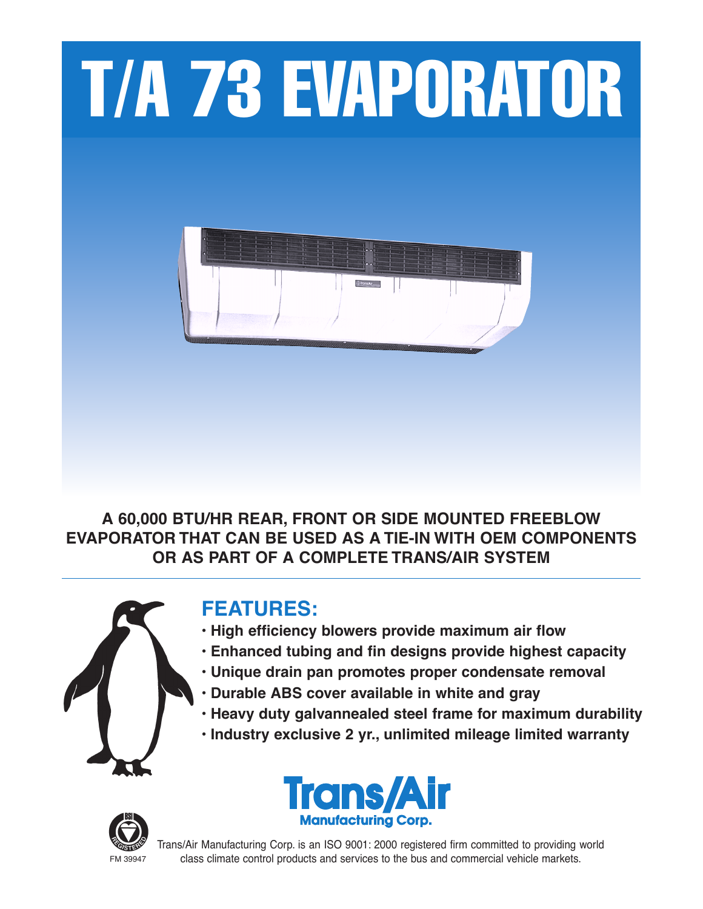# T/A 73 EVAPORATOR

**A 60,000 BTU/HR REAR, FRONT OR SIDE MOUNTED FREEBLOW EVAPORATOR THAT CAN BE USED AS A TIE-IN WITH OEM COMPONENTS OR AS PART OF A COMPLETE TRANS/AIR SYSTEM**

## FEATURES:

- **High efficiency blowers provide maximum air flow**
- **Enhanced tubing and fin designs provide highest capacity**
- **Unique drain pan promotes proper condensate removal**
- **Durable ABS cover available in white and gray**
- **Heavy duty galvannealed steel frame for maximum durability**
- **Industry exclusive 2 yr., unlimited mileage limited warranty**

Trans/Air Manufacturing Corp.

FM 39947

Trans/Air Manufacturing Corp. is an ISO 9001: 2000 registered firm committed to providing world class climate control products and services to the bus and commercial vehicle markets.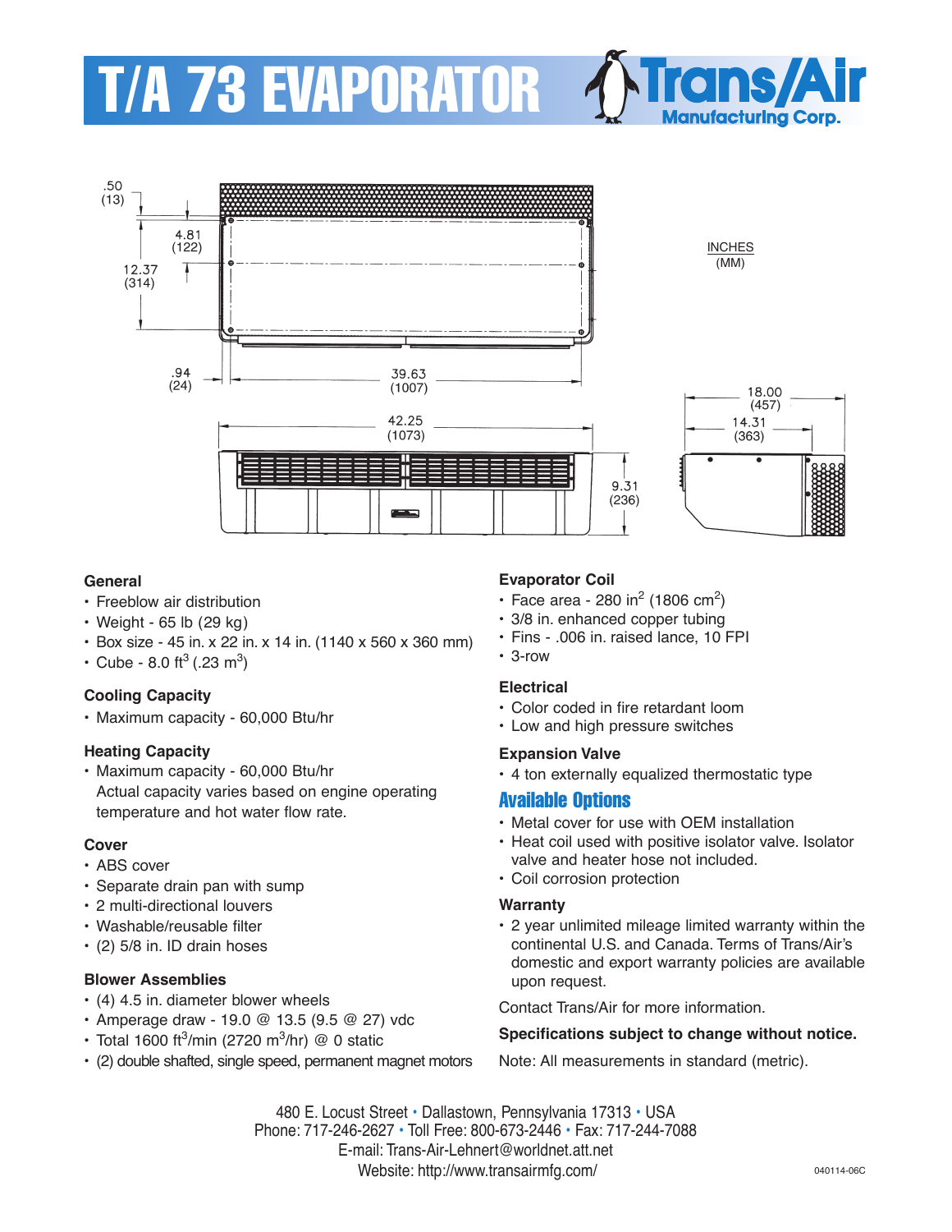# T/A 73 EVAPORATOR

Trans/Air Manufacturing Corp.

INCHES
(MM)

.50
(13)

4.81
(122)

12.37
(314)

.94
(24)

39.63
(1007)

42.25
(1073)

9.31
(236)

18.00
(457)

14.31
(363)

### General

- Freeblow air distribution
- Weight - 65 lb (29 kg)
- Box size - 45 in. x 22 in. x 14 in. (1140 x 560 x 360 mm)
- Cube - 8.0 $ft^3$ (.23 $m^3$)

### Cooling Capacity

- Maximum capacity - 60,000 Btu/hr

### Heating Capacity

- Maximum capacity - 60,000 Btu/hr
  Actual capacity varies based on engine operating temperature and hot water flow rate.

### Cover

- ABS cover
- Separate drain pan with sump
- 2 multi-directional louvers
- Washable/reusable filter
- (2) 5/8 in. ID drain hoses

### Blower Assemblies

- (4) 4.5 in. diameter blower wheels
- Amperage draw - 19.0 @ 13.5 (9.5 @ 27) vdc
- Total 1600 $ft^3$/min (2720 $m^3$/hr) @ 0 static
- (2) double shafted, single speed, permanent magnet motors

### Evaporator Coil

- Face area - 280 $in^2$ (1806 $cm^2$)
- 3/8 in. enhanced copper tubing
- Fins - .006 in. raised lance, 10 FPI
- 3-row

### Electrical

- Color coded in fire retardant loom
- Low and high pressure switches

### Expansion Valve

- 4 ton externally equalized thermostatic type

## Available Options

- Metal cover for use with OEM installation
- Heat coil used with positive isolator valve. Isolator valve and heater hose not included.
- Coil corrosion protection

### Warranty

- 2 year unlimited mileage limited warranty within the continental U.S. and Canada. Terms of Trans/Air's domestic and export warranty policies are available upon request.

Contact Trans/Air for more information.

**Specifications subject to change without notice.**

Note: All measurements in standard (metric).

480 E. Locust Street • Dallastown, Pennsylvania 17313 • USA
Phone: 717-246-2627 • Toll Free: 800-673-2446 • Fax: 717-244-7088
E-mail: Trans-Air-Lehnert@worldnet.att.net
Website: http://www.transairmfg.com/

040114-06C